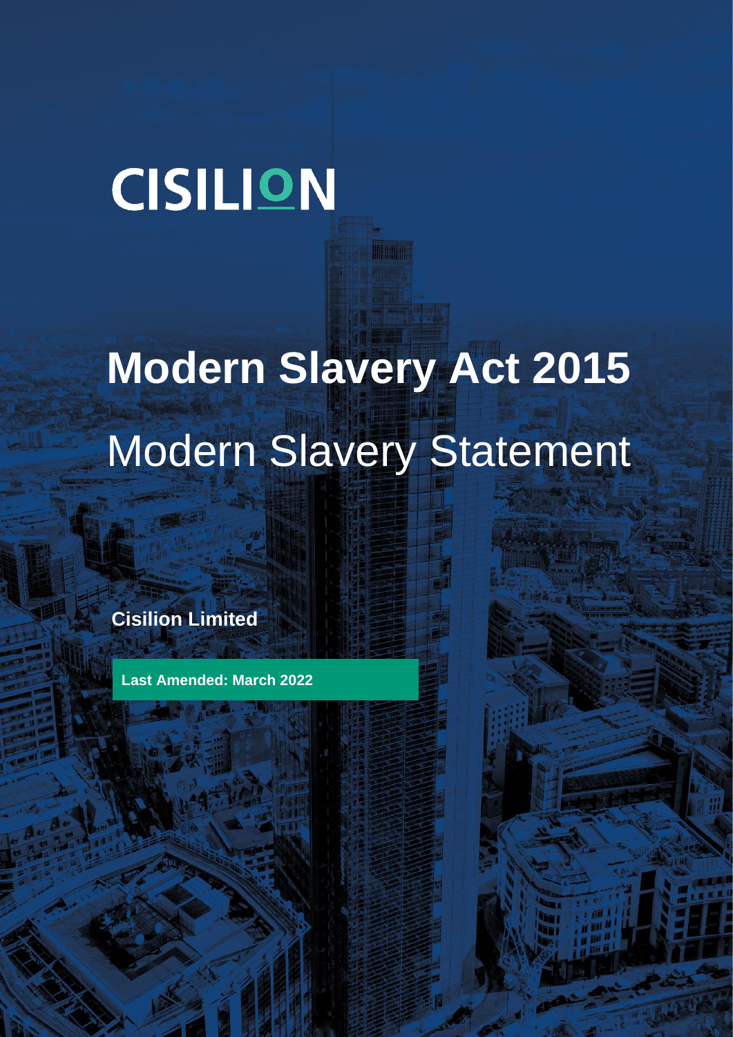CISILION

# Modern Slavery Act 2015

## Modern Slavery Statement

**Cisilion Limited**

**Last Amended: March 2022**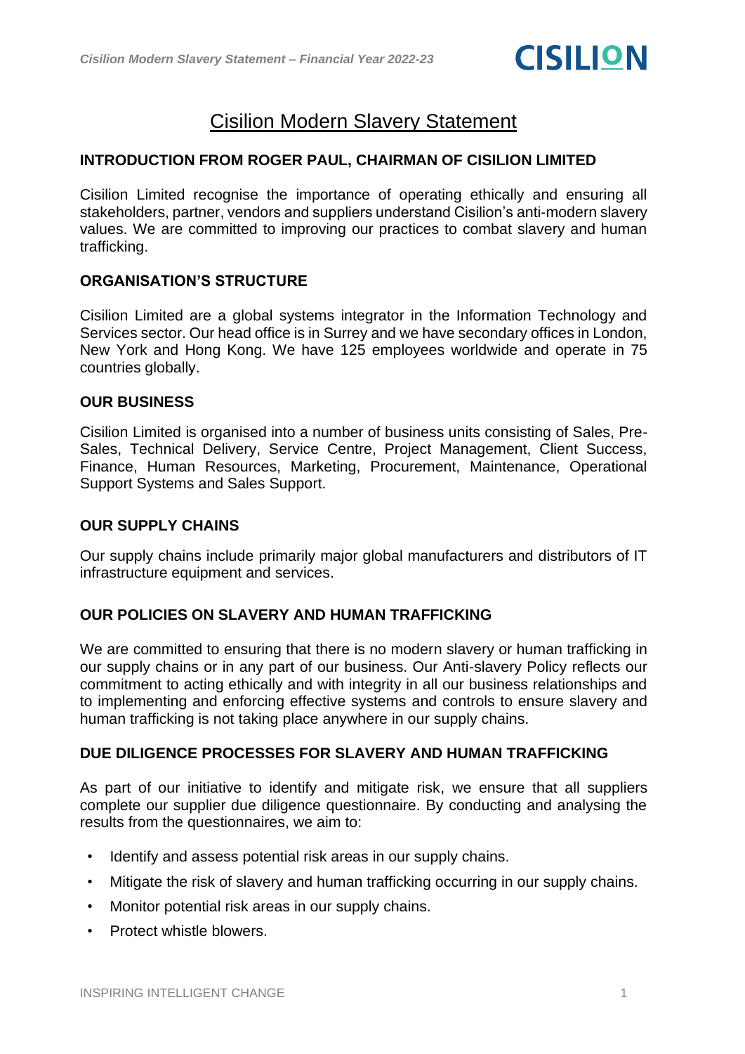# Cisilion Modern Slavery Statement

## INTRODUCTION FROM ROGER PAUL, CHAIRMAN OF CISILION LIMITED

Cisilion Limited recognise the importance of operating ethically and ensuring all stakeholders, partner, vendors and suppliers understand Cisilion's anti-modern slavery values. We are committed to improving our practices to combat slavery and human trafficking.

## ORGANISATION'S STRUCTURE

Cisilion Limited are a global systems integrator in the Information Technology and Services sector. Our head office is in Surrey and we have secondary offices in London, New York and Hong Kong. We have 125 employees worldwide and operate in 75 countries globally.

## OUR BUSINESS

Cisilion Limited is organised into a number of business units consisting of Sales, Pre-Sales, Technical Delivery, Service Centre, Project Management, Client Success, Finance, Human Resources, Marketing, Procurement, Maintenance, Operational Support Systems and Sales Support.

## OUR SUPPLY CHAINS

Our supply chains include primarily major global manufacturers and distributors of IT infrastructure equipment and services.

## OUR POLICIES ON SLAVERY AND HUMAN TRAFFICKING

We are committed to ensuring that there is no modern slavery or human trafficking in our supply chains or in any part of our business. Our Anti-slavery Policy reflects our commitment to acting ethically and with integrity in all our business relationships and to implementing and enforcing effective systems and controls to ensure slavery and human trafficking is not taking place anywhere in our supply chains.

## DUE DILIGENCE PROCESSES FOR SLAVERY AND HUMAN TRAFFICKING

As part of our initiative to identify and mitigate risk, we ensure that all suppliers complete our supplier due diligence questionnaire. By conducting and analysing the results from the questionnaires, we aim to:

- Identify and assess potential risk areas in our supply chains.
- Mitigate the risk of slavery and human trafficking occurring in our supply chains.
- Monitor potential risk areas in our supply chains.
- Protect whistle blowers.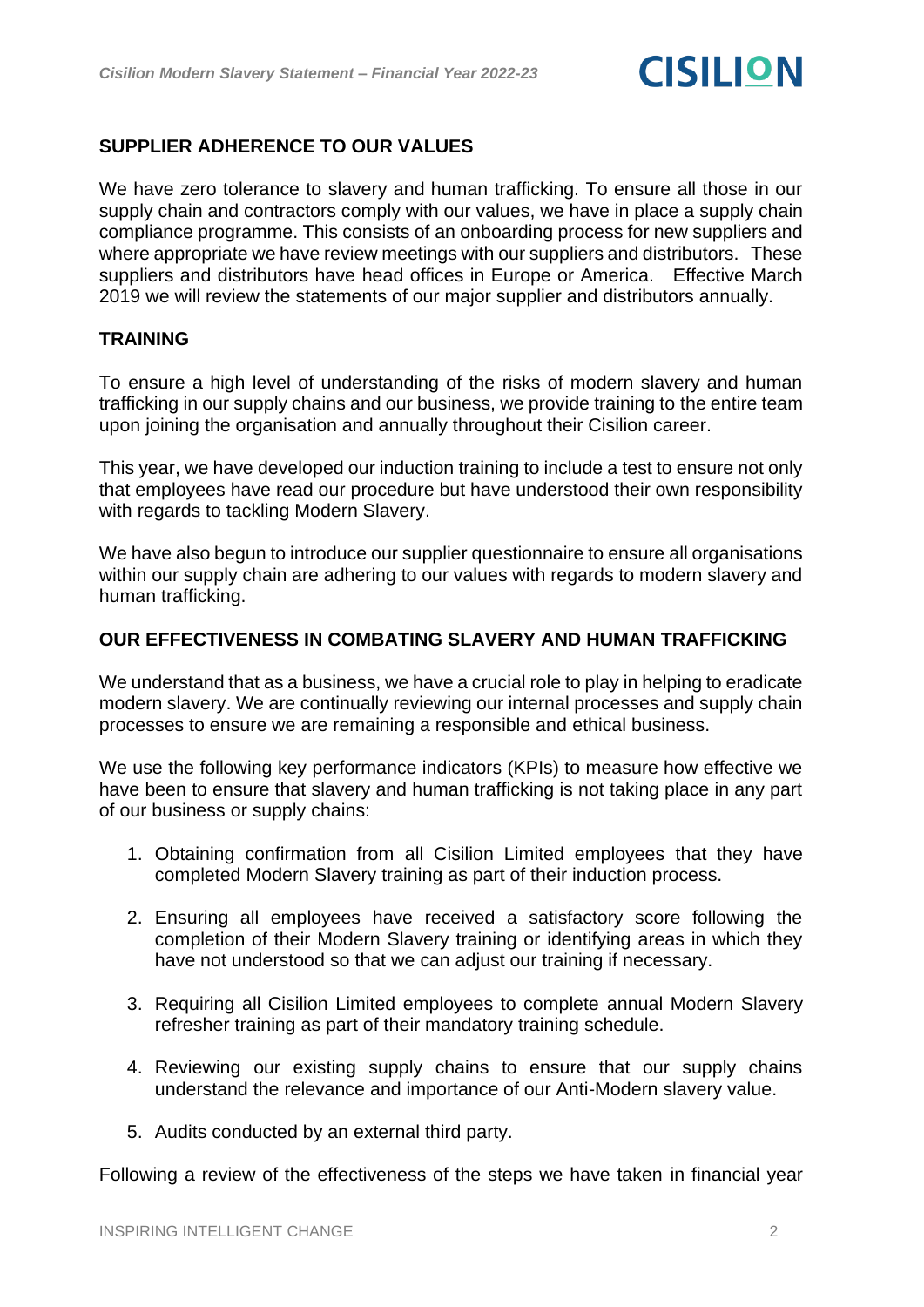## SUPPLIER ADHERENCE TO OUR VALUES

We have zero tolerance to slavery and human trafficking. To ensure all those in our supply chain and contractors comply with our values, we have in place a supply chain compliance programme. This consists of an onboarding process for new suppliers and where appropriate we have review meetings with our suppliers and distributors. These suppliers and distributors have head offices in Europe or America. Effective March 2019 we will review the statements of our major supplier and distributors annually.

## TRAINING

To ensure a high level of understanding of the risks of modern slavery and human trafficking in our supply chains and our business, we provide training to the entire team upon joining the organisation and annually throughout their Cisilion career.

This year, we have developed our induction training to include a test to ensure not only that employees have read our procedure but have understood their own responsibility with regards to tackling Modern Slavery.

We have also begun to introduce our supplier questionnaire to ensure all organisations within our supply chain are adhering to our values with regards to modern slavery and human trafficking.

## OUR EFFECTIVENESS IN COMBATING SLAVERY AND HUMAN TRAFFICKING

We understand that as a business, we have a crucial role to play in helping to eradicate modern slavery. We are continually reviewing our internal processes and supply chain processes to ensure we are remaining a responsible and ethical business.

We use the following key performance indicators (KPIs) to measure how effective we have been to ensure that slavery and human trafficking is not taking place in any part of our business or supply chains:

1. Obtaining confirmation from all Cisilion Limited employees that they have completed Modern Slavery training as part of their induction process.
2. Ensuring all employees have received a satisfactory score following the completion of their Modern Slavery training or identifying areas in which they have not understood so that we can adjust our training if necessary.
3. Requiring all Cisilion Limited employees to complete annual Modern Slavery refresher training as part of their mandatory training schedule.
4. Reviewing our existing supply chains to ensure that our supply chains understand the relevance and importance of our Anti-Modern slavery value.
5. Audits conducted by an external third party.

Following a review of the effectiveness of the steps we have taken in financial year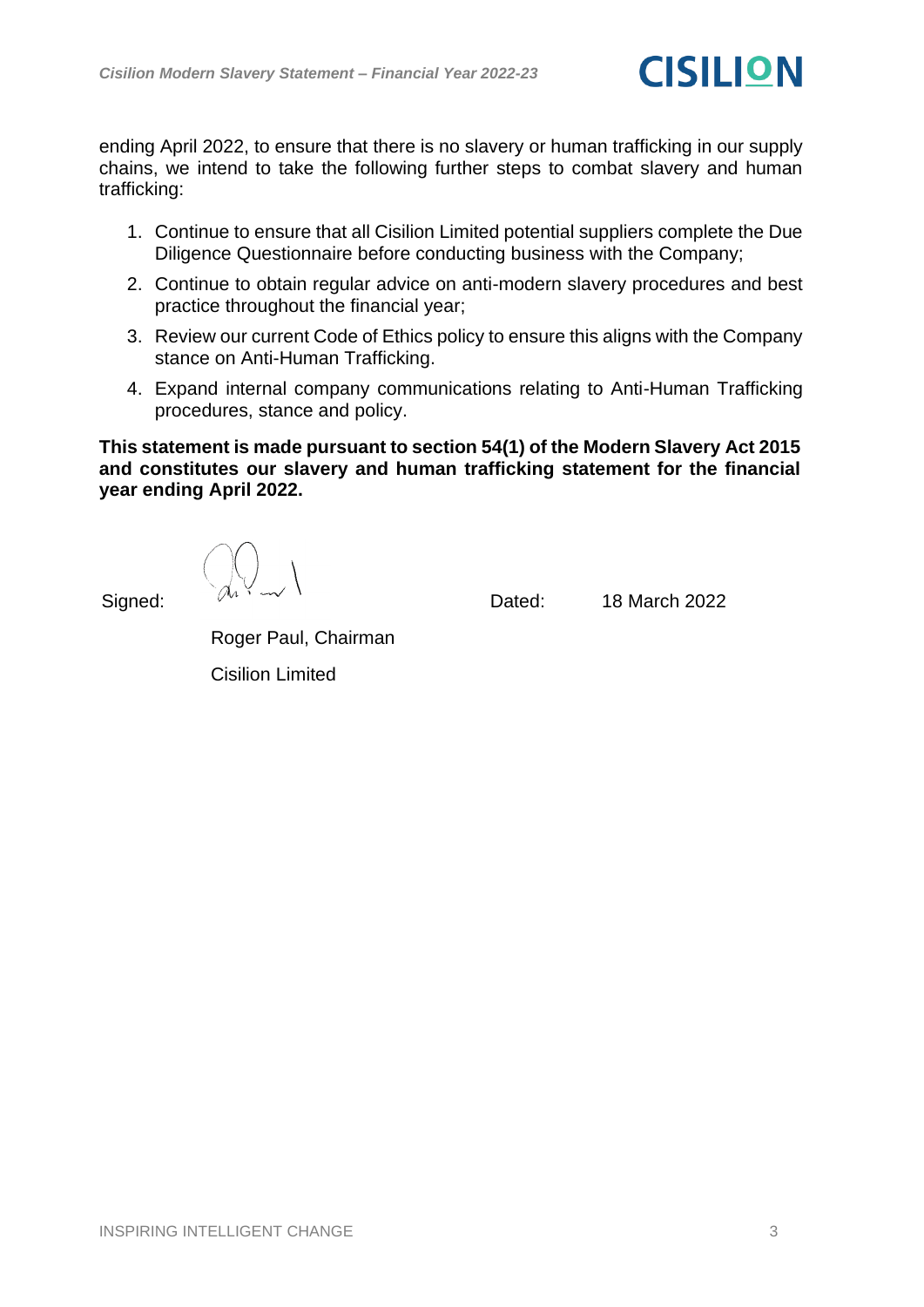ending April 2022, to ensure that there is no slavery or human trafficking in our supply chains, we intend to take the following further steps to combat slavery and human trafficking:

1. Continue to ensure that all Cisilion Limited potential suppliers complete the Due Diligence Questionnaire before conducting business with the Company;
2. Continue to obtain regular advice on anti-modern slavery procedures and best practice throughout the financial year;
3. Review our current Code of Ethics policy to ensure this aligns with the Company stance on Anti-Human Trafficking.
4. Expand internal company communications relating to Anti-Human Trafficking procedures, stance and policy.

**This statement is made pursuant to section 54(1) of the Modern Slavery Act 2015 and constitutes our slavery and human trafficking statement for the financial year ending April 2022.**

Signed: Dated: 18 March 2022

Roger Paul, Chairman

Cisilion Limited